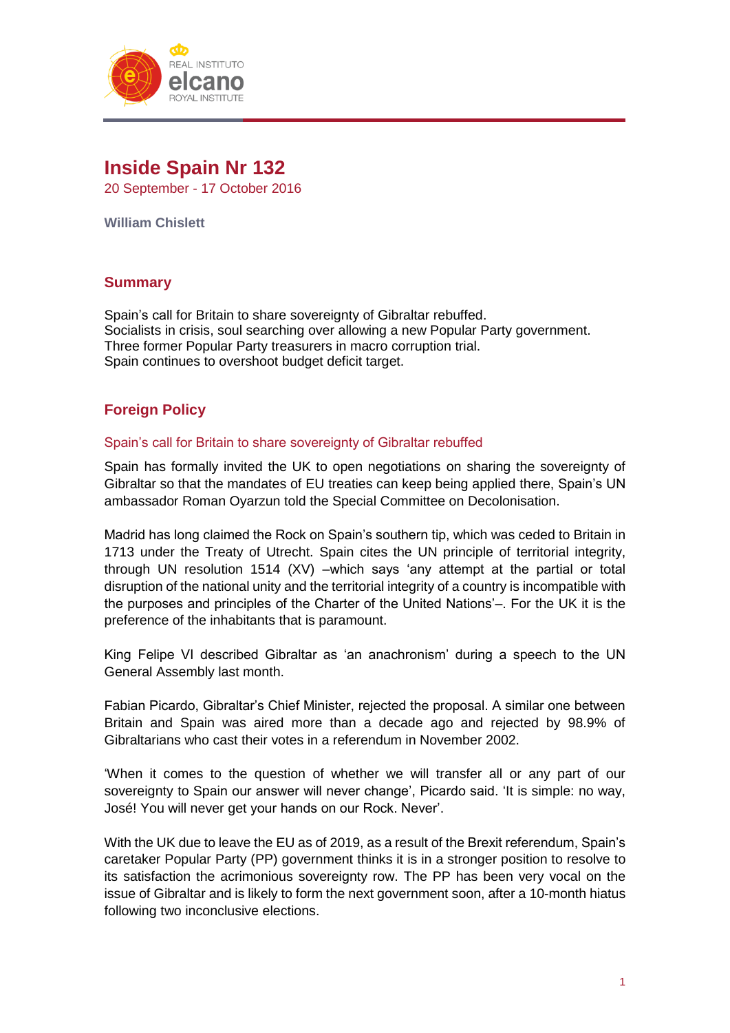# Inside Spain Nr 132

20 September - 17 October 2016

**William Chislett**

## Summary

Spain's call for Britain to share sovereignty of Gibraltar rebuffed.
Socialists in crisis, soul searching over allowing a new Popular Party government.
Three former Popular Party treasurers in macro corruption trial.
Spain continues to overshoot budget deficit target.

## Foreign Policy

### Spain's call for Britain to share sovereignty of Gibraltar rebuffed

Spain has formally invited the UK to open negotiations on sharing the sovereignty of Gibraltar so that the mandates of EU treaties can keep being applied there, Spain's UN ambassador Roman Oyarzun told the Special Committee on Decolonisation.

Madrid has long claimed the Rock on Spain's southern tip, which was ceded to Britain in 1713 under the Treaty of Utrecht. Spain cites the UN principle of territorial integrity, through UN resolution 1514 (XV) –which says 'any attempt at the partial or total disruption of the national unity and the territorial integrity of a country is incompatible with the purposes and principles of the Charter of the United Nations'–. For the UK it is the preference of the inhabitants that is paramount.

King Felipe VI described Gibraltar as 'an anachronism' during a speech to the UN General Assembly last month.

Fabian Picardo, Gibraltar's Chief Minister, rejected the proposal. A similar one between Britain and Spain was aired more than a decade ago and rejected by 98.9% of Gibraltarians who cast their votes in a referendum in November 2002.

'When it comes to the question of whether we will transfer all or any part of our sovereignty to Spain our answer will never change', Picardo said. 'It is simple: no way, José! You will never get your hands on our Rock. Never'.

With the UK due to leave the EU as of 2019, as a result of the Brexit referendum, Spain's caretaker Popular Party (PP) government thinks it is in a stronger position to resolve to its satisfaction the acrimonious sovereignty row. The PP has been very vocal on the issue of Gibraltar and is likely to form the next government soon, after a 10-month hiatus following two inconclusive elections.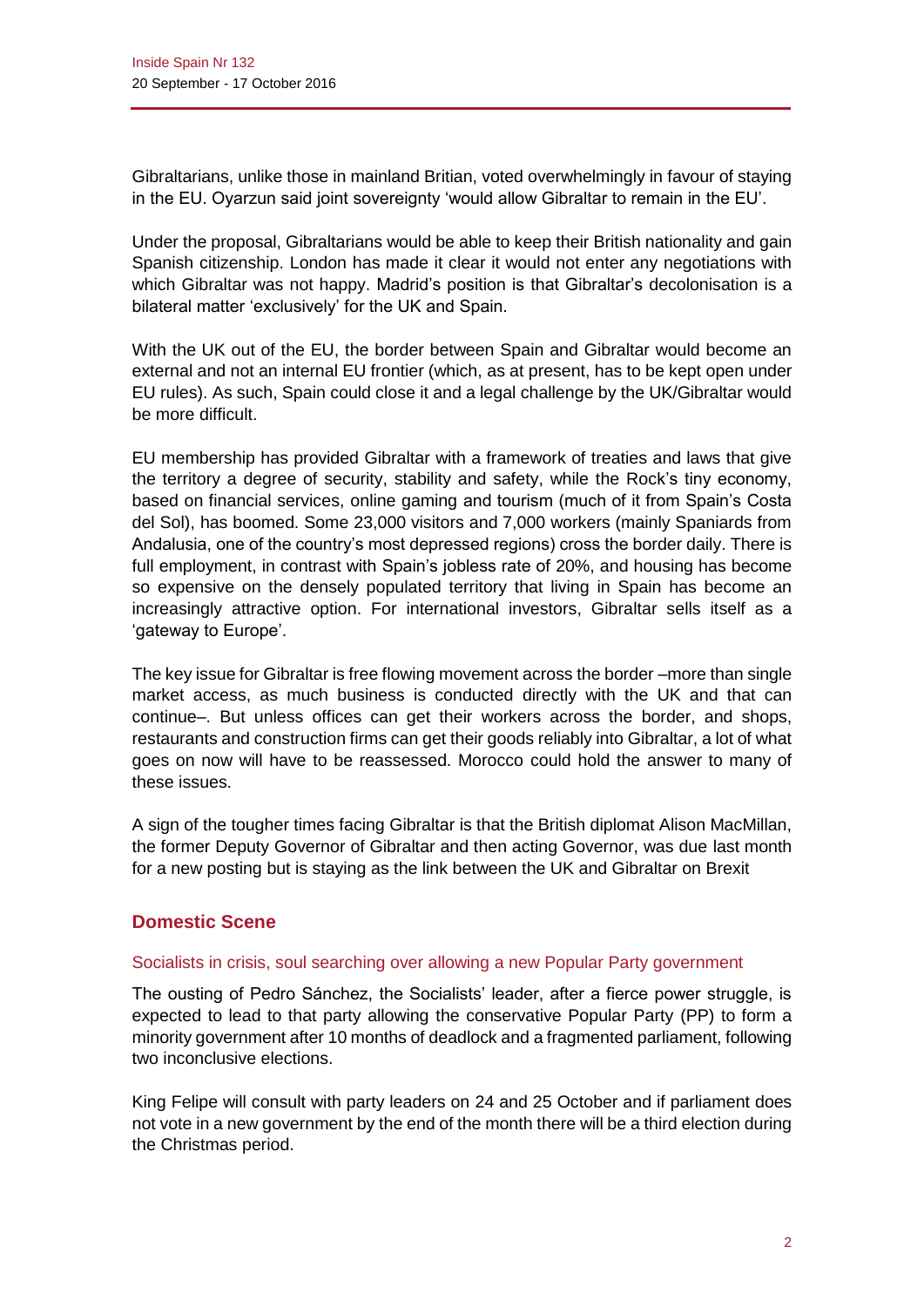Gibraltarians, unlike those in mainland Britian, voted overwhelmingly in favour of staying in the EU. Oyarzun said joint sovereignty 'would allow Gibraltar to remain in the EU'.

Under the proposal, Gibraltarians would be able to keep their British nationality and gain Spanish citizenship. London has made it clear it would not enter any negotiations with which Gibraltar was not happy. Madrid's position is that Gibraltar's decolonisation is a bilateral matter 'exclusively' for the UK and Spain.

With the UK out of the EU, the border between Spain and Gibraltar would become an external and not an internal EU frontier (which, as at present, has to be kept open under EU rules). As such, Spain could close it and a legal challenge by the UK/Gibraltar would be more difficult.

EU membership has provided Gibraltar with a framework of treaties and laws that give the territory a degree of security, stability and safety, while the Rock's tiny economy, based on financial services, online gaming and tourism (much of it from Spain's Costa del Sol), has boomed. Some 23,000 visitors and 7,000 workers (mainly Spaniards from Andalusia, one of the country's most depressed regions) cross the border daily. There is full employment, in contrast with Spain's jobless rate of 20%, and housing has become so expensive on the densely populated territory that living in Spain has become an increasingly attractive option. For international investors, Gibraltar sells itself as a 'gateway to Europe'.

The key issue for Gibraltar is free flowing movement across the border –more than single market access, as much business is conducted directly with the UK and that can continue–. But unless offices can get their workers across the border, and shops, restaurants and construction firms can get their goods reliably into Gibraltar, a lot of what goes on now will have to be reassessed. Morocco could hold the answer to many of these issues.

A sign of the tougher times facing Gibraltar is that the British diplomat Alison MacMillan, the former Deputy Governor of Gibraltar and then acting Governor, was due last month for a new posting but is staying as the link between the UK and Gibraltar on Brexit

## Domestic Scene

### Socialists in crisis, soul searching over allowing a new Popular Party government

The ousting of Pedro Sánchez, the Socialists' leader, after a fierce power struggle, is expected to lead to that party allowing the conservative Popular Party (PP) to form a minority government after 10 months of deadlock and a fragmented parliament, following two inconclusive elections.

King Felipe will consult with party leaders on 24 and 25 October and if parliament does not vote in a new government by the end of the month there will be a third election during the Christmas period.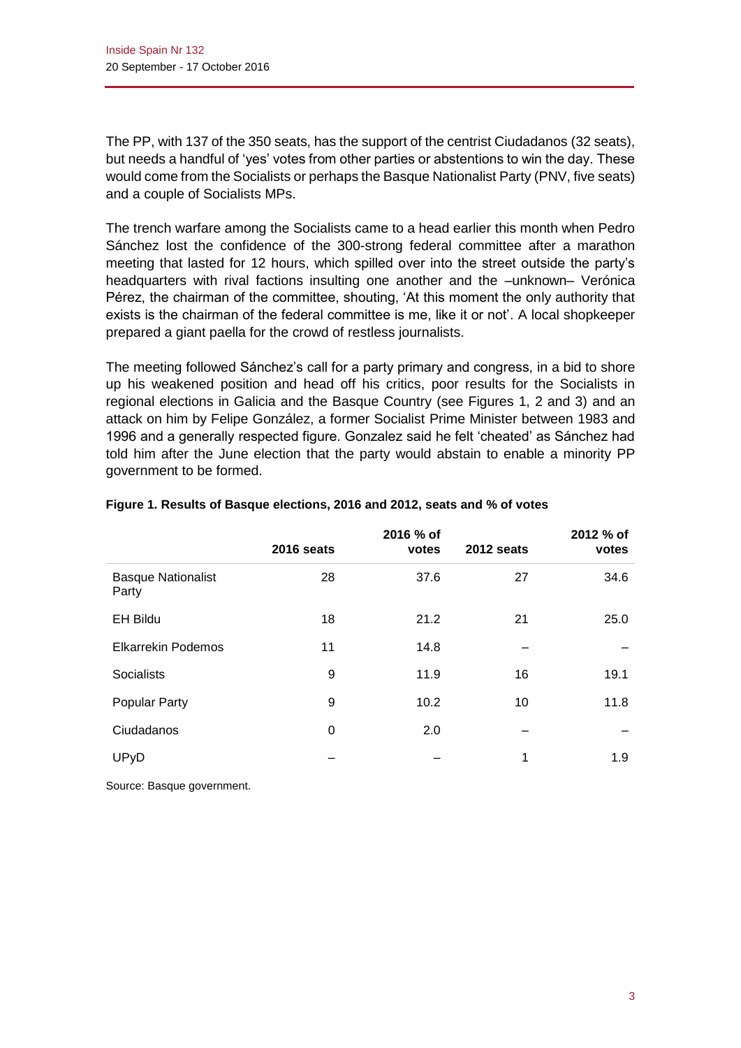The PP, with 137 of the 350 seats, has the support of the centrist Ciudadanos (32 seats), but needs a handful of 'yes' votes from other parties or abstentions to win the day. These would come from the Socialists or perhaps the Basque Nationalist Party (PNV, five seats) and a couple of Socialists MPs.

The trench warfare among the Socialists came to a head earlier this month when Pedro Sánchez lost the confidence of the 300-strong federal committee after a marathon meeting that lasted for 12 hours, which spilled over into the street outside the party's headquarters with rival factions insulting one another and the –unknown– Verónica Pérez, the chairman of the committee, shouting, 'At this moment the only authority that exists is the chairman of the federal committee is me, like it or not'. A local shopkeeper prepared a giant paella for the crowd of restless journalists.

The meeting followed Sánchez's call for a party primary and congress, in a bid to shore up his weakened position and head off his critics, poor results for the Socialists in regional elections in Galicia and the Basque Country (see Figures 1, 2 and 3) and an attack on him by Felipe González, a former Socialist Prime Minister between 1983 and 1996 and a generally respected figure. Gonzalez said he felt 'cheated' as Sánchez had told him after the June election that the party would abstain to enable a minority PP government to be formed.

**Figure 1. Results of Basque elections, 2016 and 2012, seats and % of votes**

| | 2016 seats | 2016 % of votes | 2012 seats | 2012 % of votes |
|---|---|---|---|---|
| Basque Nationalist Party | 28 | 37.6 | 27 | 34.6 |
| EH Bildu | 18 | 21.2 | 21 | 25.0 |
| Elkarrekin Podemos | 11 | 14.8 | – | – |
| Socialists | 9 | 11.9 | 16 | 19.1 |
| Popular Party | 9 | 10.2 | 10 | 11.8 |
| Ciudadanos | 0 | 2.0 | – | – |
| UPyD | – | – | 1 | 1.9 |

Source: Basque government.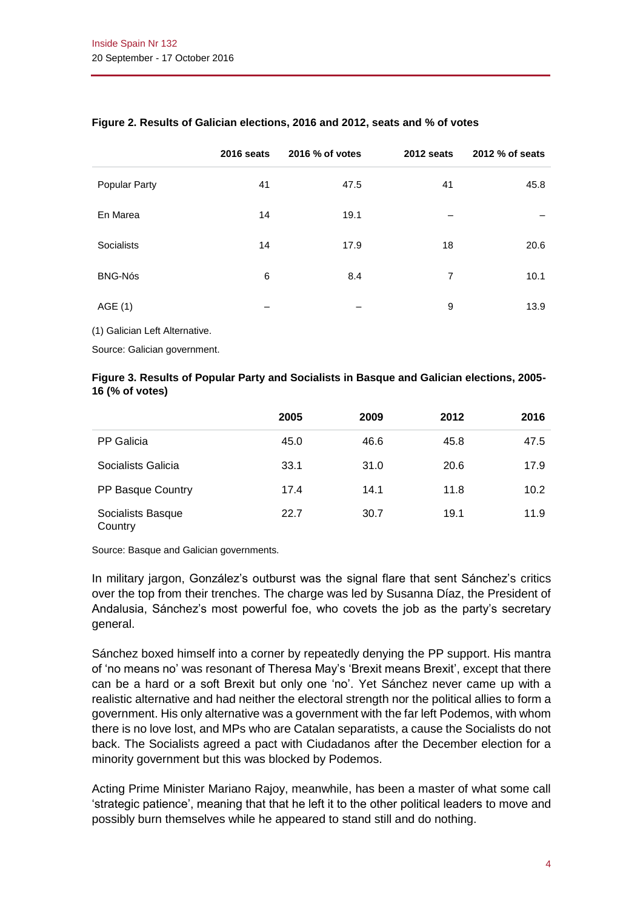**Figure 2. Results of Galician elections, 2016 and 2012, seats and % of votes**

| | 2016 seats | 2016 % of votes | 2012 seats | 2012 % of seats |
|---|---|---|---|---|
| Popular Party | 41 | 47.5 | 41 | 45.8 |
| En Marea | 14 | 19.1 | – | – |
| Socialists | 14 | 17.9 | 18 | 20.6 |
| BNG-Nós | 6 | 8.4 | 7 | 10.1 |
| AGE (1) | – | – | 9 | 13.9 |

(1) Galician Left Alternative.

Source: Galician government.

**Figure 3. Results of Popular Party and Socialists in Basque and Galician elections, 2005-16 (% of votes)**

| | 2005 | 2009 | 2012 | 2016 |
|---|---|---|---|---|
| PP Galicia | 45.0 | 46.6 | 45.8 | 47.5 |
| Socialists Galicia | 33.1 | 31.0 | 20.6 | 17.9 |
| PP Basque Country | 17.4 | 14.1 | 11.8 | 10.2 |
| Socialists Basque Country | 22.7 | 30.7 | 19.1 | 11.9 |

Source: Basque and Galician governments.

In military jargon, González's outburst was the signal flare that sent Sánchez's critics over the top from their trenches. The charge was led by Susanna Díaz, the President of Andalusia, Sánchez's most powerful foe, who covets the job as the party's secretary general.

Sánchez boxed himself into a corner by repeatedly denying the PP support. His mantra of 'no means no' was resonant of Theresa May's 'Brexit means Brexit', except that there can be a hard or a soft Brexit but only one 'no'. Yet Sánchez never came up with a realistic alternative and had neither the electoral strength nor the political allies to form a government. His only alternative was a government with the far left Podemos, with whom there is no love lost, and MPs who are Catalan separatists, a cause the Socialists do not back. The Socialists agreed a pact with Ciudadanos after the December election for a minority government but this was blocked by Podemos.

Acting Prime Minister Mariano Rajoy, meanwhile, has been a master of what some call 'strategic patience', meaning that that he left it to the other political leaders to move and possibly burn themselves while he appeared to stand still and do nothing.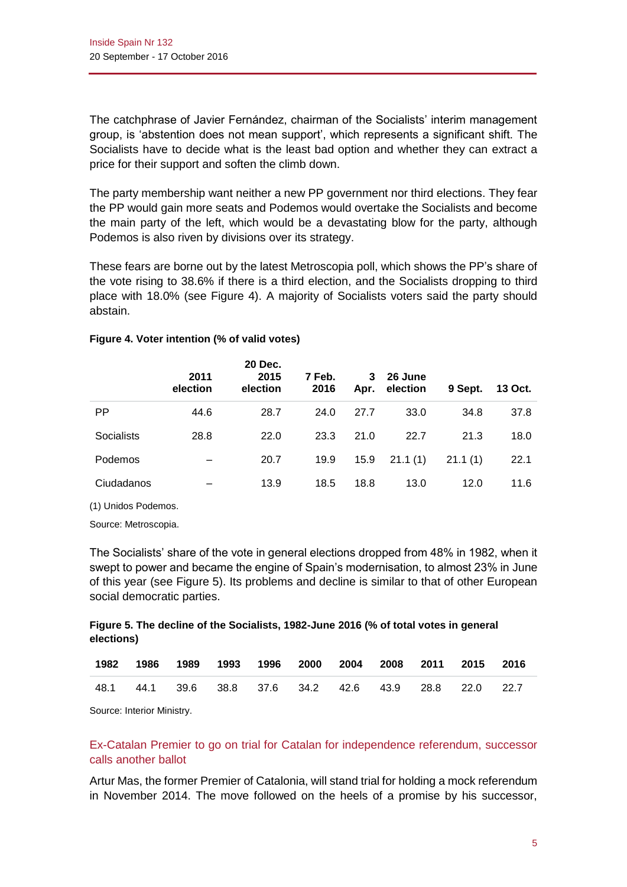The catchphrase of Javier Fernández, chairman of the Socialists' interim management group, is 'abstention does not mean support', which represents a significant shift. The Socialists have to decide what is the least bad option and whether they can extract a price for their support and soften the climb down.

The party membership want neither a new PP government nor third elections. They fear the PP would gain more seats and Podemos would overtake the Socialists and become the main party of the left, which would be a devastating blow for the party, although Podemos is also riven by divisions over its strategy.

These fears are borne out by the latest Metroscopia poll, which shows the PP's share of the vote rising to 38.6% if there is a third election, and the Socialists dropping to third place with 18.0% (see Figure 4). A majority of Socialists voters said the party should abstain.

**Figure 4. Voter intention (% of valid votes)**

| | 2011 election | 20 Dec. 2015 election | 7 Feb. 2016 | 3 Apr. | 26 June election | 9 Sept. | 13 Oct. |
|---|---|---|---|---|---|---|---|
| PP | 44.6 | 28.7 | 24.0 | 27.7 | 33.0 | 34.8 | 37.8 |
| Socialists | 28.8 | 22.0 | 23.3 | 21.0 | 22.7 | 21.3 | 18.0 |
| Podemos | – | 20.7 | 19.9 | 15.9 | 21.1 (1) | 21.1 (1) | 22.1 |
| Ciudadanos | – | 13.9 | 18.5 | 18.8 | 13.0 | 12.0 | 11.6 |

(1) Unidos Podemos.

Source: Metroscopia.

The Socialists' share of the vote in general elections dropped from 48% in 1982, when it swept to power and became the engine of Spain's modernisation, to almost 23% in June of this year (see Figure 5). Its problems and decline is similar to that of other European social democratic parties.

**Figure 5. The decline of the Socialists, 1982-June 2016 (% of total votes in general elections)**

| 1982 | 1986 | 1989 | 1993 | 1996 | 2000 | 2004 | 2008 | 2011 | 2015 | 2016 |
|---|---|---|---|---|---|---|---|---|---|---|
| 48.1 | 44.1 | 39.6 | 38.8 | 37.6 | 34.2 | 42.6 | 43.9 | 28.8 | 22.0 | 22.7 |

Source: Interior Ministry.

## Ex-Catalan Premier to go on trial for Catalan for independence referendum, successor calls another ballot

Artur Mas, the former Premier of Catalonia, will stand trial for holding a mock referendum in November 2014. The move followed on the heels of a promise by his successor,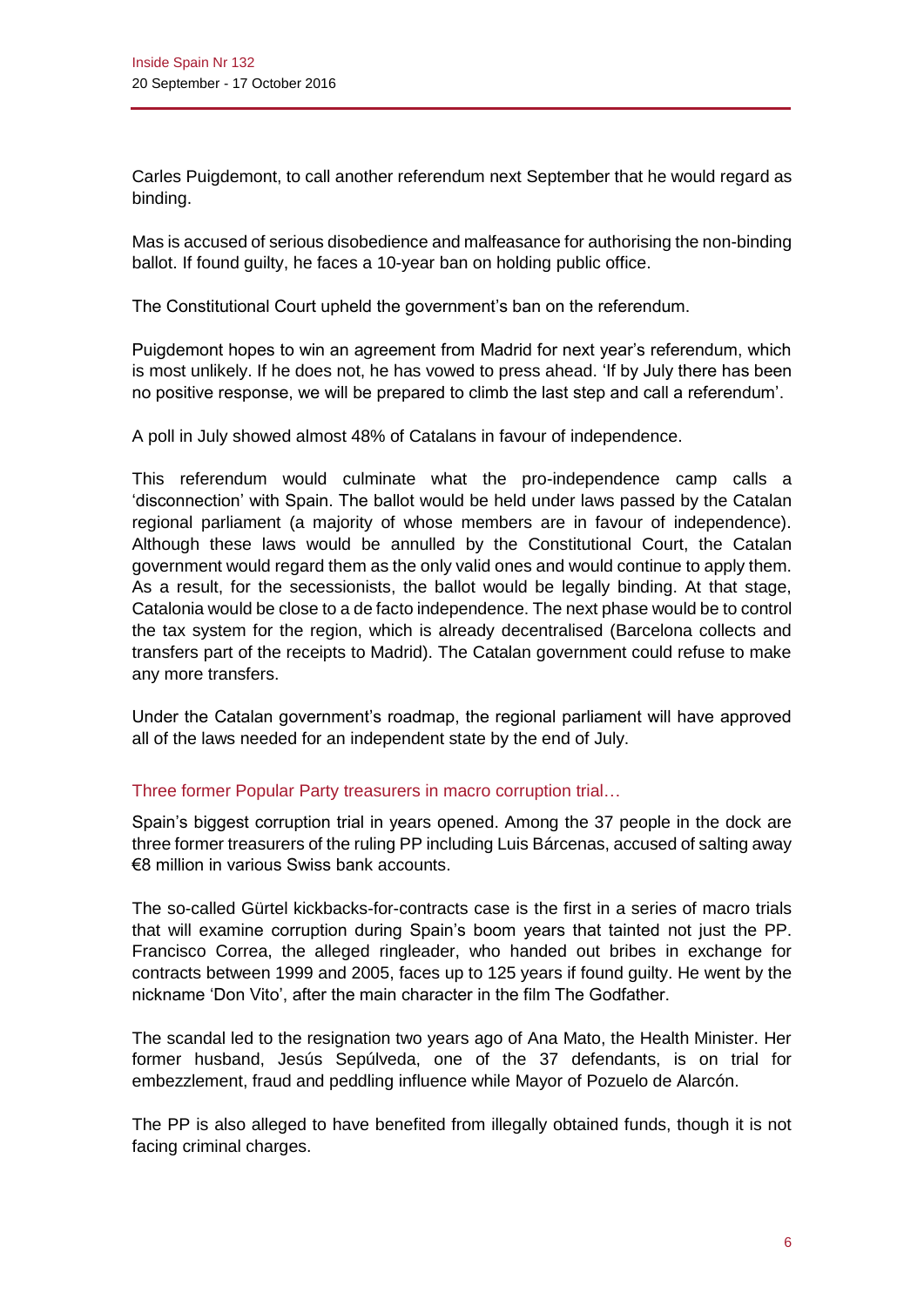Carles Puigdemont, to call another referendum next September that he would regard as binding.

Mas is accused of serious disobedience and malfeasance for authorising the non-binding ballot. If found guilty, he faces a 10-year ban on holding public office.

The Constitutional Court upheld the government's ban on the referendum.

Puigdemont hopes to win an agreement from Madrid for next year's referendum, which is most unlikely. If he does not, he has vowed to press ahead. 'If by July there has been no positive response, we will be prepared to climb the last step and call a referendum'.

A poll in July showed almost 48% of Catalans in favour of independence.

This referendum would culminate what the pro-independence camp calls a 'disconnection' with Spain. The ballot would be held under laws passed by the Catalan regional parliament (a majority of whose members are in favour of independence). Although these laws would be annulled by the Constitutional Court, the Catalan government would regard them as the only valid ones and would continue to apply them. As a result, for the secessionists, the ballot would be legally binding. At that stage, Catalonia would be close to a de facto independence. The next phase would be to control the tax system for the region, which is already decentralised (Barcelona collects and transfers part of the receipts to Madrid). The Catalan government could refuse to make any more transfers.

Under the Catalan government's roadmap, the regional parliament will have approved all of the laws needed for an independent state by the end of July.

### Three former Popular Party treasurers in macro corruption trial…

Spain's biggest corruption trial in years opened. Among the 37 people in the dock are three former treasurers of the ruling PP including Luis Bárcenas, accused of salting away €8 million in various Swiss bank accounts.

The so-called Gürtel kickbacks-for-contracts case is the first in a series of macro trials that will examine corruption during Spain's boom years that tainted not just the PP. Francisco Correa, the alleged ringleader, who handed out bribes in exchange for contracts between 1999 and 2005, faces up to 125 years if found guilty. He went by the nickname 'Don Vito', after the main character in the film The Godfather.

The scandal led to the resignation two years ago of Ana Mato, the Health Minister. Her former husband, Jesús Sepúlveda, one of the 37 defendants, is on trial for embezzlement, fraud and peddling influence while Mayor of Pozuelo de Alarcón.

The PP is also alleged to have benefited from illegally obtained funds, though it is not facing criminal charges.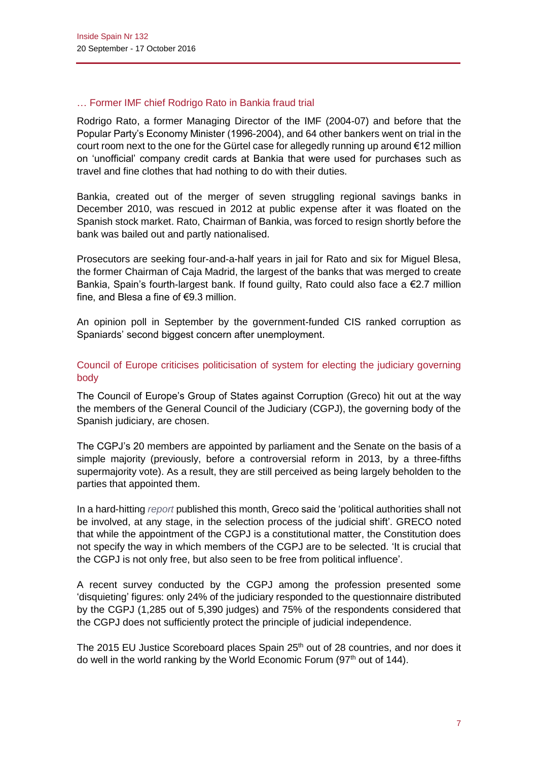### … Former IMF chief Rodrigo Rato in Bankia fraud trial

Rodrigo Rato, a former Managing Director of the IMF (2004-07) and before that the Popular Party's Economy Minister (1996-2004), and 64 other bankers went on trial in the court room next to the one for the Gürtel case for allegedly running up around €12 million on 'unofficial' company credit cards at Bankia that were used for purchases such as travel and fine clothes that had nothing to do with their duties.

Bankia, created out of the merger of seven struggling regional savings banks in December 2010, was rescued in 2012 at public expense after it was floated on the Spanish stock market. Rato, Chairman of Bankia, was forced to resign shortly before the bank was bailed out and partly nationalised.

Prosecutors are seeking four-and-a-half years in jail for Rato and six for Miguel Blesa, the former Chairman of Caja Madrid, the largest of the banks that was merged to create Bankia, Spain's fourth-largest bank. If found guilty, Rato could also face a €2.7 million fine, and Blesa a fine of €9.3 million.

An opinion poll in September by the government-funded CIS ranked corruption as Spaniards' second biggest concern after unemployment.

### Council of Europe criticises politicisation of system for electing the judiciary governing body

The Council of Europe's Group of States against Corruption (Greco) hit out at the way the members of the General Council of the Judiciary (CGPJ), the governing body of the Spanish judiciary, are chosen.

The CGPJ's 20 members are appointed by parliament and the Senate on the basis of a simple majority (previously, before a controversial reform in 2013, by a three-fifths supermajority vote). As a result, they are still perceived as being largely beholden to the parties that appointed them.

In a hard-hitting *report* published this month, Greco said the 'political authorities shall not be involved, at any stage, in the selection process of the judicial shift'. GRECO noted that while the appointment of the CGPJ is a constitutional matter, the Constitution does not specify the way in which members of the CGPJ are to be selected. 'It is crucial that the CGPJ is not only free, but also seen to be free from political influence'.

A recent survey conducted by the CGPJ among the profession presented some 'disquieting' figures: only 24% of the judiciary responded to the questionnaire distributed by the CGPJ (1,285 out of 5,390 judges) and 75% of the respondents considered that the CGPJ does not sufficiently protect the principle of judicial independence.

The 2015 EU Justice Scoreboard places Spain 25th out of 28 countries, and nor does it do well in the world ranking by the World Economic Forum (97th out of 144).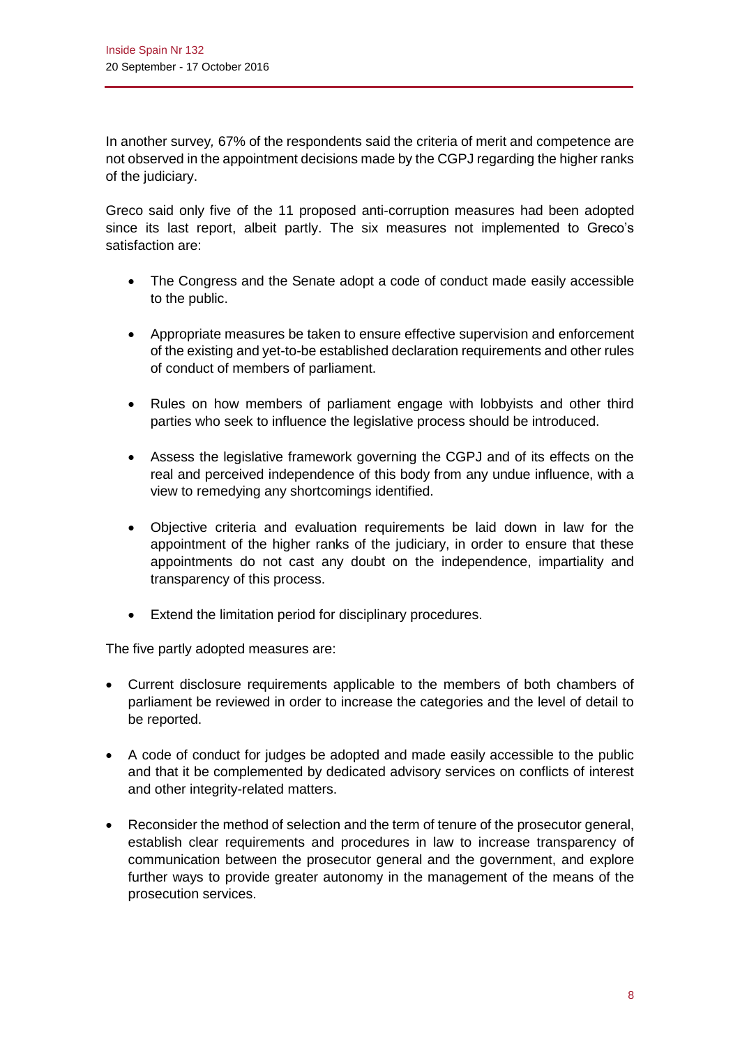In another survey, 67% of the respondents said the criteria of merit and competence are not observed in the appointment decisions made by the CGPJ regarding the higher ranks of the judiciary.

Greco said only five of the 11 proposed anti-corruption measures had been adopted since its last report, albeit partly. The six measures not implemented to Greco's satisfaction are:

- The Congress and the Senate adopt a code of conduct made easily accessible to the public.
- Appropriate measures be taken to ensure effective supervision and enforcement of the existing and yet-to-be established declaration requirements and other rules of conduct of members of parliament.
- Rules on how members of parliament engage with lobbyists and other third parties who seek to influence the legislative process should be introduced.
- Assess the legislative framework governing the CGPJ and of its effects on the real and perceived independence of this body from any undue influence, with a view to remedying any shortcomings identified.
- Objective criteria and evaluation requirements be laid down in law for the appointment of the higher ranks of the judiciary, in order to ensure that these appointments do not cast any doubt on the independence, impartiality and transparency of this process.
- Extend the limitation period for disciplinary procedures.

The five partly adopted measures are:

- Current disclosure requirements applicable to the members of both chambers of parliament be reviewed in order to increase the categories and the level of detail to be reported.
- A code of conduct for judges be adopted and made easily accessible to the public and that it be complemented by dedicated advisory services on conflicts of interest and other integrity-related matters.
- Reconsider the method of selection and the term of tenure of the prosecutor general, establish clear requirements and procedures in law to increase transparency of communication between the prosecutor general and the government, and explore further ways to provide greater autonomy in the management of the means of the prosecution services.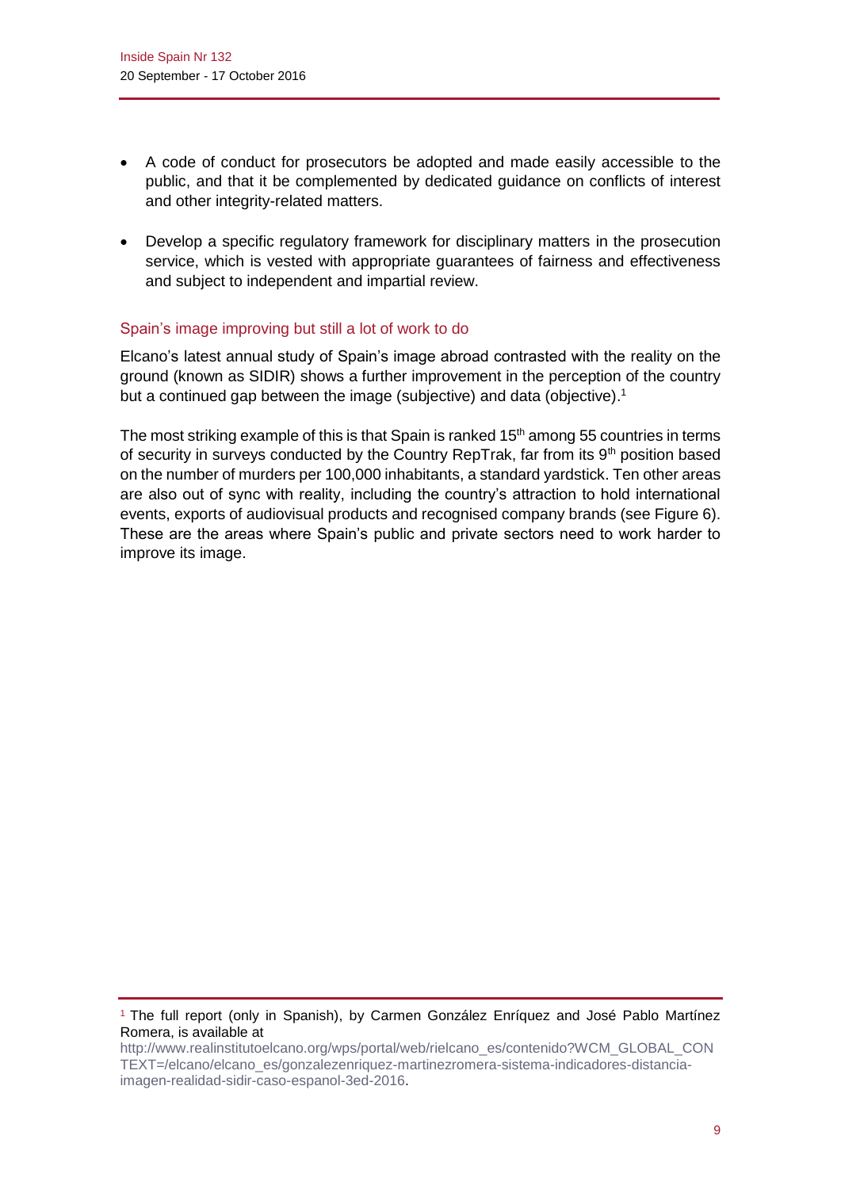- A code of conduct for prosecutors be adopted and made easily accessible to the public, and that it be complemented by dedicated guidance on conflicts of interest and other integrity-related matters.
- Develop a specific regulatory framework for disciplinary matters in the prosecution service, which is vested with appropriate guarantees of fairness and effectiveness and subject to independent and impartial review.

## Spain's image improving but still a lot of work to do

Elcano's latest annual study of Spain's image abroad contrasted with the reality on the ground (known as SIDIR) shows a further improvement in the perception of the country but a continued gap between the image (subjective) and data (objective).[1]

The most striking example of this is that Spain is ranked 15th among 55 countries in terms of security in surveys conducted by the Country RepTrak, far from its 9th position based on the number of murders per 100,000 inhabitants, a standard yardstick. Ten other areas are also out of sync with reality, including the country's attraction to hold international events, exports of audiovisual products and recognised company brands (see Figure 6). These are the areas where Spain's public and private sectors need to work harder to improve its image.

---

[1] The full report (only in Spanish), by Carmen González Enríquez and José Pablo Martínez Romera, is available at http://www.realinstitutoelcano.org/wps/portal/web/rielcano_es/contenido?WCM_GLOBAL_CONTEXT=/elcano/elcano_es/gonzalezenriquez-martinezromera-sistema-indicadores-distancia-imagen-realidad-sidir-caso-espanol-3ed-2016.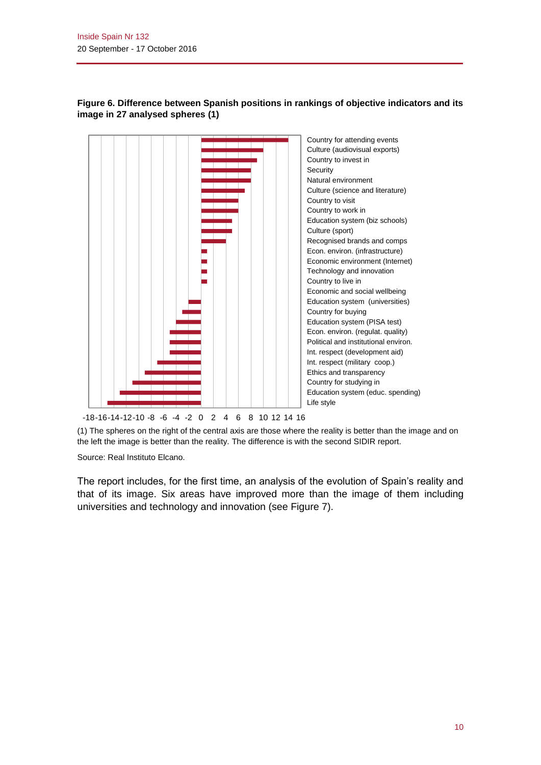**Figure 6. Difference between Spanish positions in rankings of objective indicators and its image in 27 analysed spheres (1)**

Country for attending events
Culture (audiovisual exports)
Country to invest in
Security
Natural environment
Culture (science and literature)
Country to visit
Country to work in
Education system (biz schools)
Culture (sport)
Recognised brands and comps
Econ. environ. (infrastructure)
Economic environment (Internet)
Technology and innovation
Country to live in
Economic and social wellbeing
Education system (universities)
Country for buying
Education system (PISA test)
Econ. environ. (regulat. quality)
Political and institutional environ.
Int. respect (development aid)
Int. respect (military coop.)
Ethics and transparency
Country for studying in
Education system (educ. spending)
Life style

-18 -16 -14 -12 -10 -8 -6 -4 -2 0 2 4 6 8 10 12 14 16

(1) The spheres on the right of the central axis are those where the reality is better than the image and on the left the image is better than the reality. The difference is with the second SIDIR report.

Source: Real Instituto Elcano.

The report includes, for the first time, an analysis of the evolution of Spain's reality and that of its image. Six areas have improved more than the image of them including universities and technology and innovation (see Figure 7).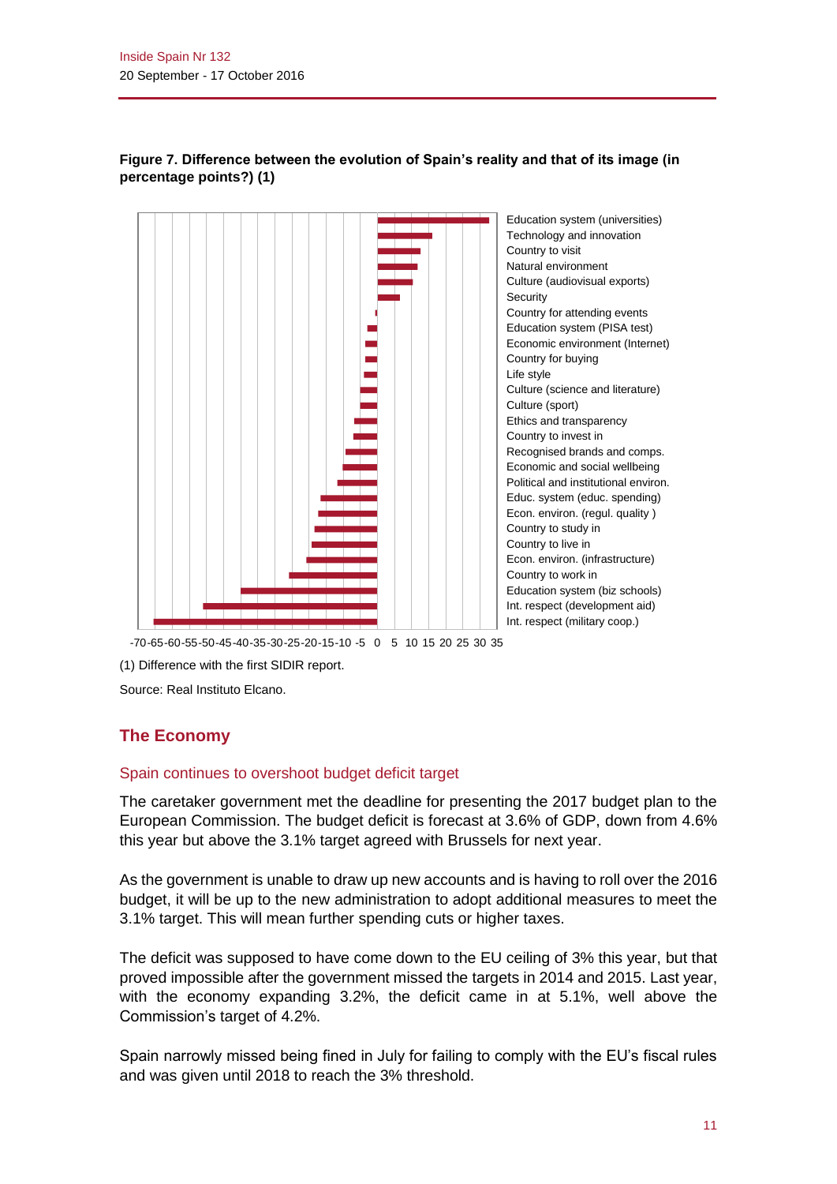**Figure 7. Difference between the evolution of Spain's reality and that of its image (in percentage points?) (1)**

Education system (universities)
Technology and innovation
Country to visit
Natural environment
Culture (audiovisual exports)
Security
Country for attending events
Education system (PISA test)
Economic environment (Internet)
Country for buying
Life style
Culture (science and literature)
Culture (sport)
Ethics and transparency
Country to invest in
Recognised brands and comps.
Economic and social wellbeing
Political and institutional environ.
Educ. system (educ. spending)
Econ. environ. (regul. quality )
Country to study in
Country to live in
Econ. environ. (infrastructure)
Country to work in
Education system (biz schools)
Int. respect (development aid)
Int. respect (military coop.)

-70 -65 -60 -55 -50 -45 -40 -35 -30 -25 -20 -15 -10 -5 0 5 10 15 20 25 30 35

(1) Difference with the first SIDIR report.

Source: Real Instituto Elcano.

## The Economy

### Spain continues to overshoot budget deficit target

The caretaker government met the deadline for presenting the 2017 budget plan to the European Commission. The budget deficit is forecast at 3.6% of GDP, down from 4.6% this year but above the 3.1% target agreed with Brussels for next year.

As the government is unable to draw up new accounts and is having to roll over the 2016 budget, it will be up to the new administration to adopt additional measures to meet the 3.1% target. This will mean further spending cuts or higher taxes.

The deficit was supposed to have come down to the EU ceiling of 3% this year, but that proved impossible after the government missed the targets in 2014 and 2015. Last year, with the economy expanding 3.2%, the deficit came in at 5.1%, well above the Commission's target of 4.2%.

Spain narrowly missed being fined in July for failing to comply with the EU's fiscal rules and was given until 2018 to reach the 3% threshold.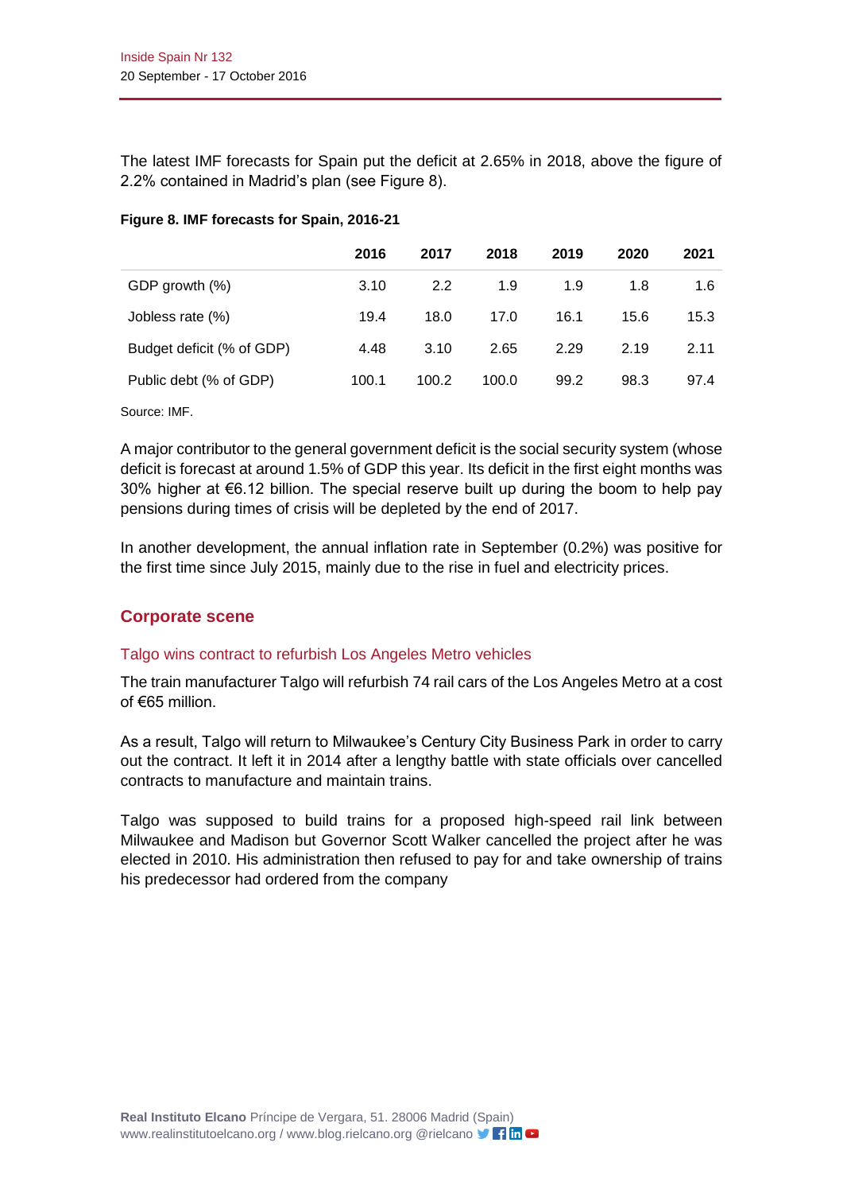The latest IMF forecasts for Spain put the deficit at 2.65% in 2018, above the figure of 2.2% contained in Madrid's plan (see Figure 8).

**Figure 8. IMF forecasts for Spain, 2016-21**

| | 2016 | 2017 | 2018 | 2019 | 2020 | 2021 |
|---|---|---|---|---|---|---|
| GDP growth (%) | 3.10 | 2.2 | 1.9 | 1.9 | 1.8 | 1.6 |
| Jobless rate (%) | 19.4 | 18.0 | 17.0 | 16.1 | 15.6 | 15.3 |
| Budget deficit (% of GDP) | 4.48 | 3.10 | 2.65 | 2.29 | 2.19 | 2.11 |
| Public debt (% of GDP) | 100.1 | 100.2 | 100.0 | 99.2 | 98.3 | 97.4 |

Source: IMF.

A major contributor to the general government deficit is the social security system (whose deficit is forecast at around 1.5% of GDP this year. Its deficit in the first eight months was 30% higher at €6.12 billion. The special reserve built up during the boom to help pay pensions during times of crisis will be depleted by the end of 2017.

In another development, the annual inflation rate in September (0.2%) was positive for the first time since July 2015, mainly due to the rise in fuel and electricity prices.

## Corporate scene

### Talgo wins contract to refurbish Los Angeles Metro vehicles

The train manufacturer Talgo will refurbish 74 rail cars of the Los Angeles Metro at a cost of €65 million.

As a result, Talgo will return to Milwaukee's Century City Business Park in order to carry out the contract. It left it in 2014 after a lengthy battle with state officials over cancelled contracts to manufacture and maintain trains.

Talgo was supposed to build trains for a proposed high-speed rail link between Milwaukee and Madison but Governor Scott Walker cancelled the project after he was elected in 2010. His administration then refused to pay for and take ownership of trains his predecessor had ordered from the company